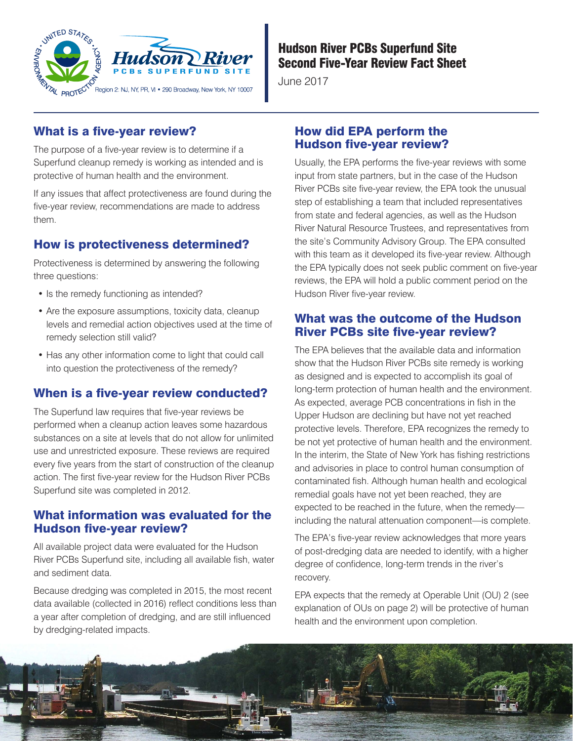Region 2: NJ, NY, PR, VI • 290 Broadway, New York, NY 10007

# Hudson River PCBs Superfund Site Second Five-Year Review Fact Sheet

June 2017

## What is a five-year review?

The purpose of a five-year review is to determine if a Superfund cleanup remedy is working as intended and is protective of human health and the environment.

If any issues that affect protectiveness are found during the five-year review, recommendations are made to address them.

## How is protectiveness determined?

Protectiveness is determined by answering the following three questions:

- Is the remedy functioning as intended?
- Are the exposure assumptions, toxicity data, cleanup levels and remedial action objectives used at the time of remedy selection still valid?
- Has any other information come to light that could call into question the protectiveness of the remedy?

## When is a five-year review conducted?

The Superfund law requires that five-year reviews be performed when a cleanup action leaves some hazardous substances on a site at levels that do not allow for unlimited use and unrestricted exposure. These reviews are required every five years from the start of construction of the cleanup action. The first five-year review for the Hudson River PCBs Superfund site was completed in 2012.

## What information was evaluated for the Hudson five-year review?

All available project data were evaluated for the Hudson River PCBs Superfund site, including all available fish, water and sediment data.

Because dredging was completed in 2015, the most recent data available (collected in 2016) reflect conditions less than a year after completion of dredging, and are still influenced by dredging-related impacts.

## How did EPA perform the Hudson five-year review?

Usually, the EPA performs the five-year reviews with some input from state partners, but in the case of the Hudson River PCBs site five-year review, the EPA took the unusual step of establishing a team that included representatives from state and federal agencies, as well as the Hudson River Natural Resource Trustees, and representatives from the site's Community Advisory Group. The EPA consulted with this team as it developed its five-year review. Although the EPA typically does not seek public comment on five-year reviews, the EPA will hold a public comment period on the Hudson River five-year review.

## What was the outcome of the Hudson River PCBs site five-year review?

The EPA believes that the available data and information show that the Hudson River PCBs site remedy is working as designed and is expected to accomplish its goal of long-term protection of human health and the environment. As expected, average PCB concentrations in fish in the Upper Hudson are declining but have not yet reached protective levels. Therefore, EPA recognizes the remedy to be not yet protective of human health and the environment. In the interim, the State of New York has fishing restrictions and advisories in place to control human consumption of contaminated fish. Although human health and ecological remedial goals have not yet been reached, they are expected to be reached in the future, when the remedy—including the natural attenuation component—is complete.

The EPA's five-year review acknowledges that more years of post-dredging data are needed to identify, with a higher degree of confidence, long-term trends in the river's recovery.

EPA expects that the remedy at Operable Unit (OU) 2 (see explanation of OUs on page 2) will be protective of human health and the environment upon completion.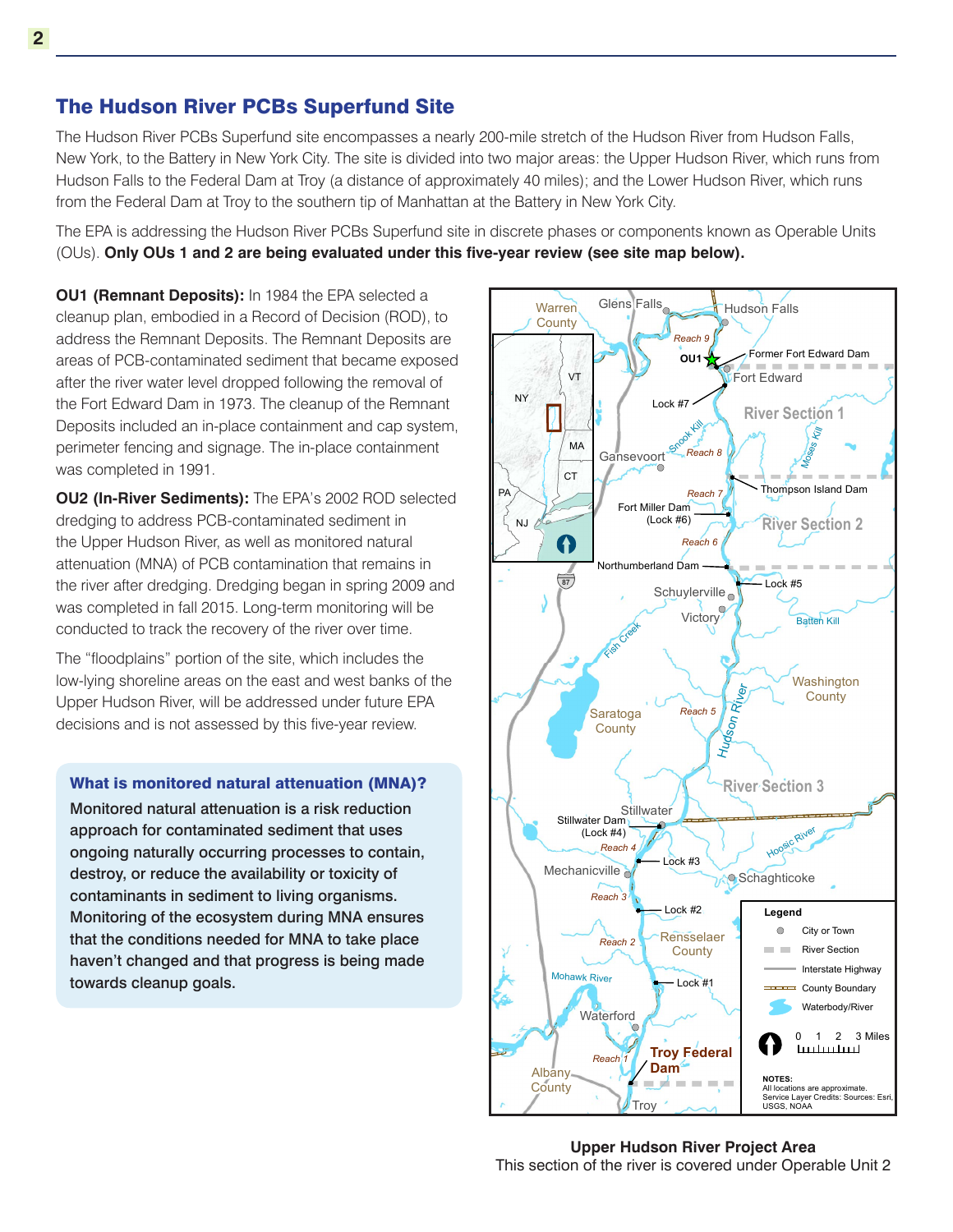## The Hudson River PCBs Superfund Site

The Hudson River PCBs Superfund site encompasses a nearly 200-mile stretch of the Hudson River from Hudson Falls, New York, to the Battery in New York City. The site is divided into two major areas: the Upper Hudson River, which runs from Hudson Falls to the Federal Dam at Troy (a distance of approximately 40 miles); and the Lower Hudson River, which runs from the Federal Dam at Troy to the southern tip of Manhattan at the Battery in New York City.

The EPA is addressing the Hudson River PCBs Superfund site in discrete phases or components known as Operable Units (OUs). **Only OUs 1 and 2 are being evaluated under this five-year review (see site map below).**

**OU1 (Remnant Deposits):** In 1984 the EPA selected a cleanup plan, embodied in a Record of Decision (ROD), to address the Remnant Deposits. The Remnant Deposits are areas of PCB-contaminated sediment that became exposed after the river water level dropped following the removal of the Fort Edward Dam in 1973. The cleanup of the Remnant Deposits included an in-place containment and cap system, perimeter fencing and signage. The in-place containment was completed in 1991.

**OU2 (In-River Sediments):** The EPA's 2002 ROD selected dredging to address PCB-contaminated sediment in the Upper Hudson River, as well as monitored natural attenuation (MNA) of PCB contamination that remains in the river after dredging. Dredging began in spring 2009 and was completed in fall 2015. Long-term monitoring will be conducted to track the recovery of the river over time.

The "floodplains" portion of the site, which includes the low-lying shoreline areas on the east and west banks of the Upper Hudson River, will be addressed under future EPA decisions and is not assessed by this five-year review.

### What is monitored natural attenuation (MNA)?

Monitored natural attenuation is a risk reduction approach for contaminated sediment that uses ongoing naturally occurring processes to contain, destroy, or reduce the availability or toxicity of contaminants in sediment to living organisms. Monitoring of the ecosystem during MNA ensures that the conditions needed for MNA to take place haven't changed and that progress is being made towards cleanup goals.

Warren County, Glens Falls, Hudson Falls, Reach 9, OU1, Former Fort Edward Dam, Fort Edward, Lock #7, River Section 1, Snook Kill, Moses Kill, Reach 8, Gansevoort, Thompson Island Dam, Reach 7, Fort Miller Dam (Lock #6), River Section 2, Reach 6, Northumberland Dam, Lock #5, Schuylerville, Victory, Batten Kill, Fish Creek, Washington County, Saratoga County, Reach 5, Hudson River, River Section 3, Stillwater, Stillwater Dam (Lock #4), Reach 4, Hoosic River, Lock #3, Mechanicville, Schaghticoke, Reach 3, Lock #2, Reach 2, Rensselaer County, Mohawk River, Lock #1, Waterford, Reach 1, Troy Federal Dam, Albany County, Troy

Inset: NY, VT, MA, CT, PA, NJ

Legend: City or Town; River Section; Interstate Highway; County Boundary; Waterbody/River

0 1 2 3 Miles

NOTES: All locations are approximate. Service Layer Credits: Sources: Esri, USGS, NOAA

**Upper Hudson River Project Area**
This section of the river is covered under Operable Unit 2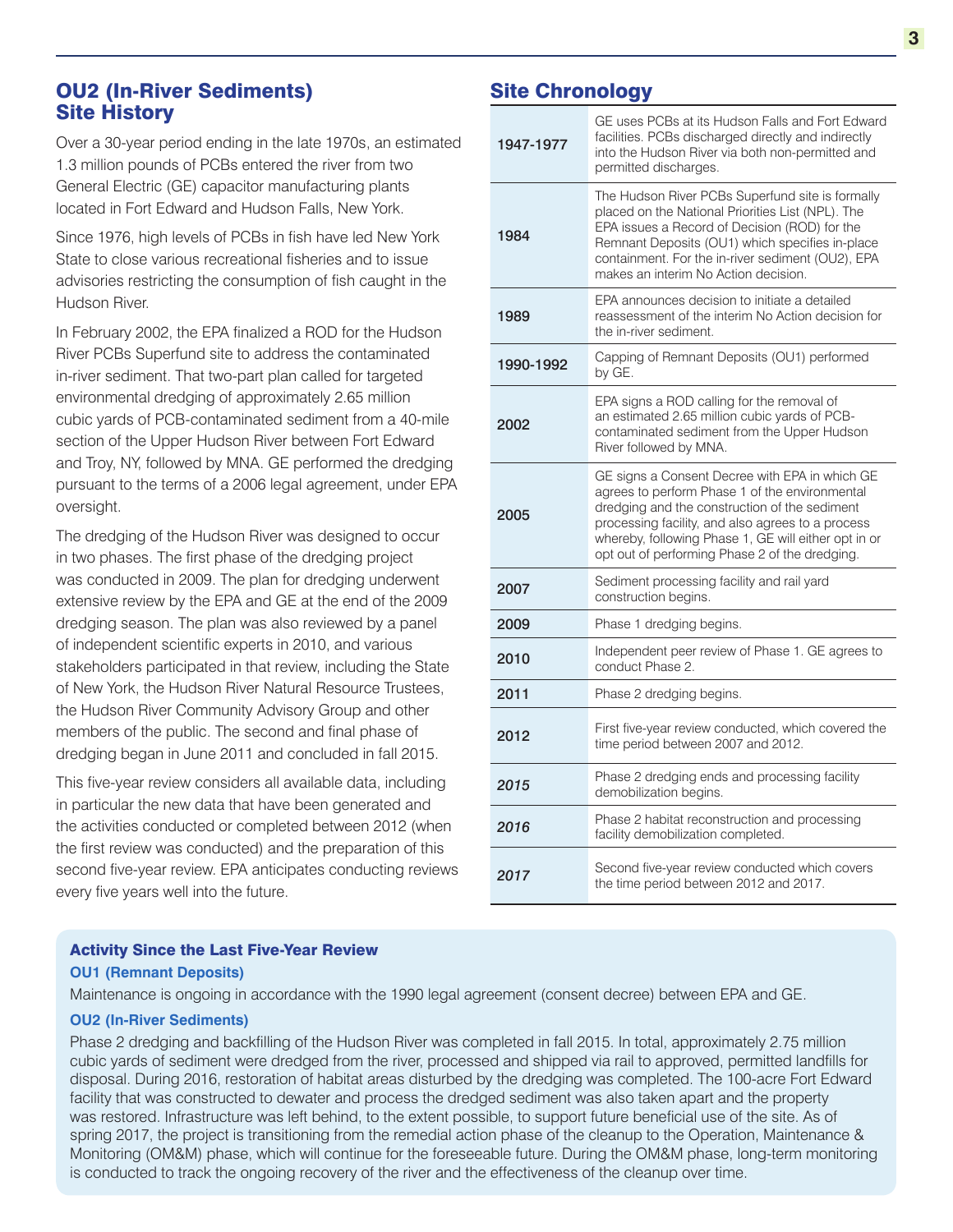## OU2 (In-River Sediments) Site History

Over a 30-year period ending in the late 1970s, an estimated 1.3 million pounds of PCBs entered the river from two General Electric (GE) capacitor manufacturing plants located in Fort Edward and Hudson Falls, New York.

Since 1976, high levels of PCBs in fish have led New York State to close various recreational fisheries and to issue advisories restricting the consumption of fish caught in the Hudson River.

In February 2002, the EPA finalized a ROD for the Hudson River PCBs Superfund site to address the contaminated in-river sediment. That two-part plan called for targeted environmental dredging of approximately 2.65 million cubic yards of PCB-contaminated sediment from a 40-mile section of the Upper Hudson River between Fort Edward and Troy, NY, followed by MNA. GE performed the dredging pursuant to the terms of a 2006 legal agreement, under EPA oversight.

The dredging of the Hudson River was designed to occur in two phases. The first phase of the dredging project was conducted in 2009. The plan for dredging underwent extensive review by the EPA and GE at the end of the 2009 dredging season. The plan was also reviewed by a panel of independent scientific experts in 2010, and various stakeholders participated in that review, including the State of New York, the Hudson River Natural Resource Trustees, the Hudson River Community Advisory Group and other members of the public. The second and final phase of dredging began in June 2011 and concluded in fall 2015.

This five-year review considers all available data, including in particular the new data that have been generated and the activities conducted or completed between 2012 (when the first review was conducted) and the preparation of this second five-year review. EPA anticipates conducting reviews every five years well into the future.

## Site Chronology

| Year | Event |
|---|---|
| **1947-1977** | GE uses PCBs at its Hudson Falls and Fort Edward facilities. PCBs discharged directly and indirectly into the Hudson River via both non-permitted and permitted discharges. |
| **1984** | The Hudson River PCBs Superfund site is formally placed on the National Priorities List (NPL). The EPA issues a Record of Decision (ROD) for the Remnant Deposits (OU1) which specifies in-place containment. For the in-river sediment (OU2), EPA makes an interim No Action decision. |
| **1989** | EPA announces decision to initiate a detailed reassessment of the interim No Action decision for the in-river sediment. |
| **1990-1992** | Capping of Remnant Deposits (OU1) performed by GE. |
| **2002** | EPA signs a ROD calling for the removal of an estimated 2.65 million cubic yards of PCB-contaminated sediment from the Upper Hudson River followed by MNA. |
| **2005** | GE signs a Consent Decree with EPA in which GE agrees to perform Phase 1 of the environmental dredging and the construction of the sediment processing facility, and also agrees to a process whereby, following Phase 1, GE will either opt in or opt out of performing Phase 2 of the dredging. |
| **2007** | Sediment processing facility and rail yard construction begins. |
| **2009** | Phase 1 dredging begins. |
| **2010** | Independent peer review of Phase 1. GE agrees to conduct Phase 2. |
| **2011** | Phase 2 dredging begins. |
| **2012** | First five-year review conducted, which covered the time period between 2007 and 2012. |
| ***2015*** | Phase 2 dredging ends and processing facility demobilization begins. |
| ***2016*** | Phase 2 habitat reconstruction and processing facility demobilization completed. |
| ***2017*** | Second five-year review conducted which covers the time period between 2012 and 2017. |

### Activity Since the Last Five-Year Review

**OU1 (Remnant Deposits)**

Maintenance is ongoing in accordance with the 1990 legal agreement (consent decree) between EPA and GE.

**OU2 (In-River Sediments)**

Phase 2 dredging and backfilling of the Hudson River was completed in fall 2015. In total, approximately 2.75 million cubic yards of sediment were dredged from the river, processed and shipped via rail to approved, permitted landfills for disposal. During 2016, restoration of habitat areas disturbed by the dredging was completed. The 100-acre Fort Edward facility that was constructed to dewater and process the dredged sediment was also taken apart and the property was restored. Infrastructure was left behind, to the extent possible, to support future beneficial use of the site. As of spring 2017, the project is transitioning from the remedial action phase of the cleanup to the Operation, Maintenance & Monitoring (OM&M) phase, which will continue for the foreseeable future. During the OM&M phase, long-term monitoring is conducted to track the ongoing recovery of the river and the effectiveness of the cleanup over time.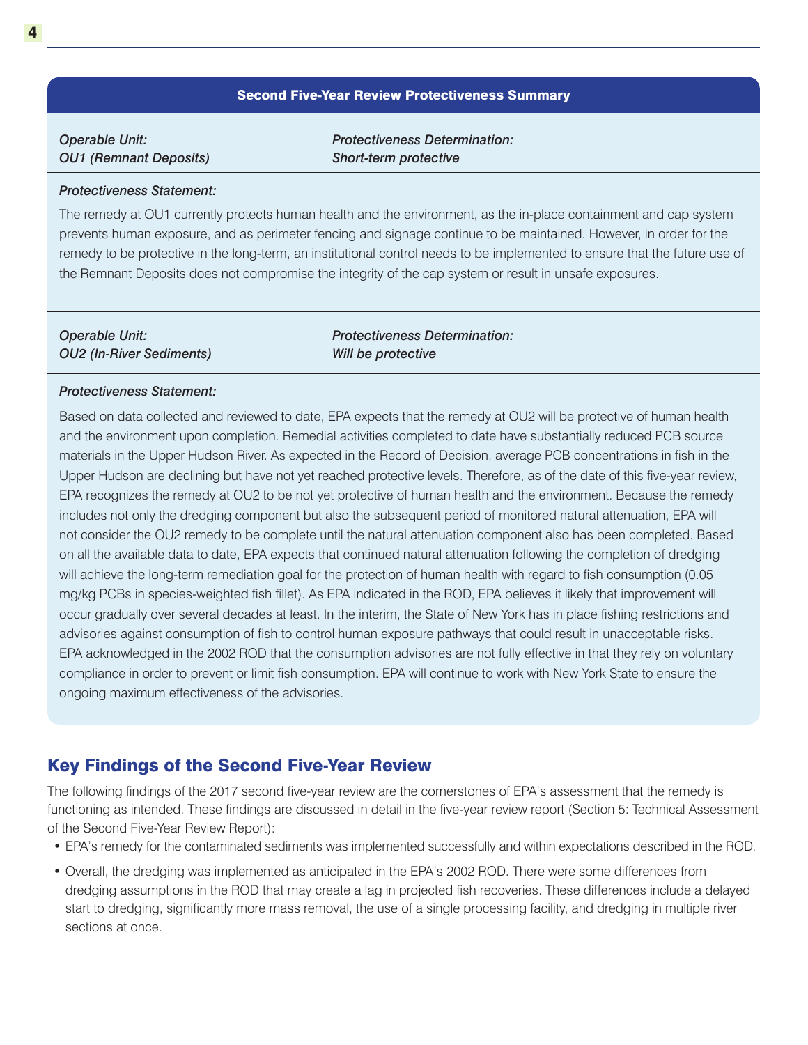## Second Five-Year Review Protectiveness Summary

*Operable Unit:*
*OU1 (Remnant Deposits)*

*Protectiveness Determination:*
*Short-term protective*

*Protectiveness Statement:*

The remedy at OU1 currently protects human health and the environment, as the in-place containment and cap system prevents human exposure, and as perimeter fencing and signage continue to be maintained. However, in order for the remedy to be protective in the long-term, an institutional control needs to be implemented to ensure that the future use of the Remnant Deposits does not compromise the integrity of the cap system or result in unsafe exposures.

*Operable Unit:*
*OU2 (In-River Sediments)*

*Protectiveness Determination:*
*Will be protective*

*Protectiveness Statement:*

Based on data collected and reviewed to date, EPA expects that the remedy at OU2 will be protective of human health and the environment upon completion. Remedial activities completed to date have substantially reduced PCB source materials in the Upper Hudson River. As expected in the Record of Decision, average PCB concentrations in fish in the Upper Hudson are declining but have not yet reached protective levels. Therefore, as of the date of this five-year review, EPA recognizes the remedy at OU2 to be not yet protective of human health and the environment. Because the remedy includes not only the dredging component but also the subsequent period of monitored natural attenuation, EPA will not consider the OU2 remedy to be complete until the natural attenuation component also has been completed. Based on all the available data to date, EPA expects that continued natural attenuation following the completion of dredging will achieve the long-term remediation goal for the protection of human health with regard to fish consumption (0.05 mg/kg PCBs in species-weighted fish fillet). As EPA indicated in the ROD, EPA believes it likely that improvement will occur gradually over several decades at least. In the interim, the State of New York has in place fishing restrictions and advisories against consumption of fish to control human exposure pathways that could result in unacceptable risks. EPA acknowledged in the 2002 ROD that the consumption advisories are not fully effective in that they rely on voluntary compliance in order to prevent or limit fish consumption. EPA will continue to work with New York State to ensure the ongoing maximum effectiveness of the advisories.

## Key Findings of the Second Five-Year Review

The following findings of the 2017 second five-year review are the cornerstones of EPA's assessment that the remedy is functioning as intended. These findings are discussed in detail in the five-year review report (Section 5: Technical Assessment of the Second Five-Year Review Report):

- EPA's remedy for the contaminated sediments was implemented successfully and within expectations described in the ROD.
- Overall, the dredging was implemented as anticipated in the EPA's 2002 ROD. There were some differences from dredging assumptions in the ROD that may create a lag in projected fish recoveries. These differences include a delayed start to dredging, significantly more mass removal, the use of a single processing facility, and dredging in multiple river sections at once.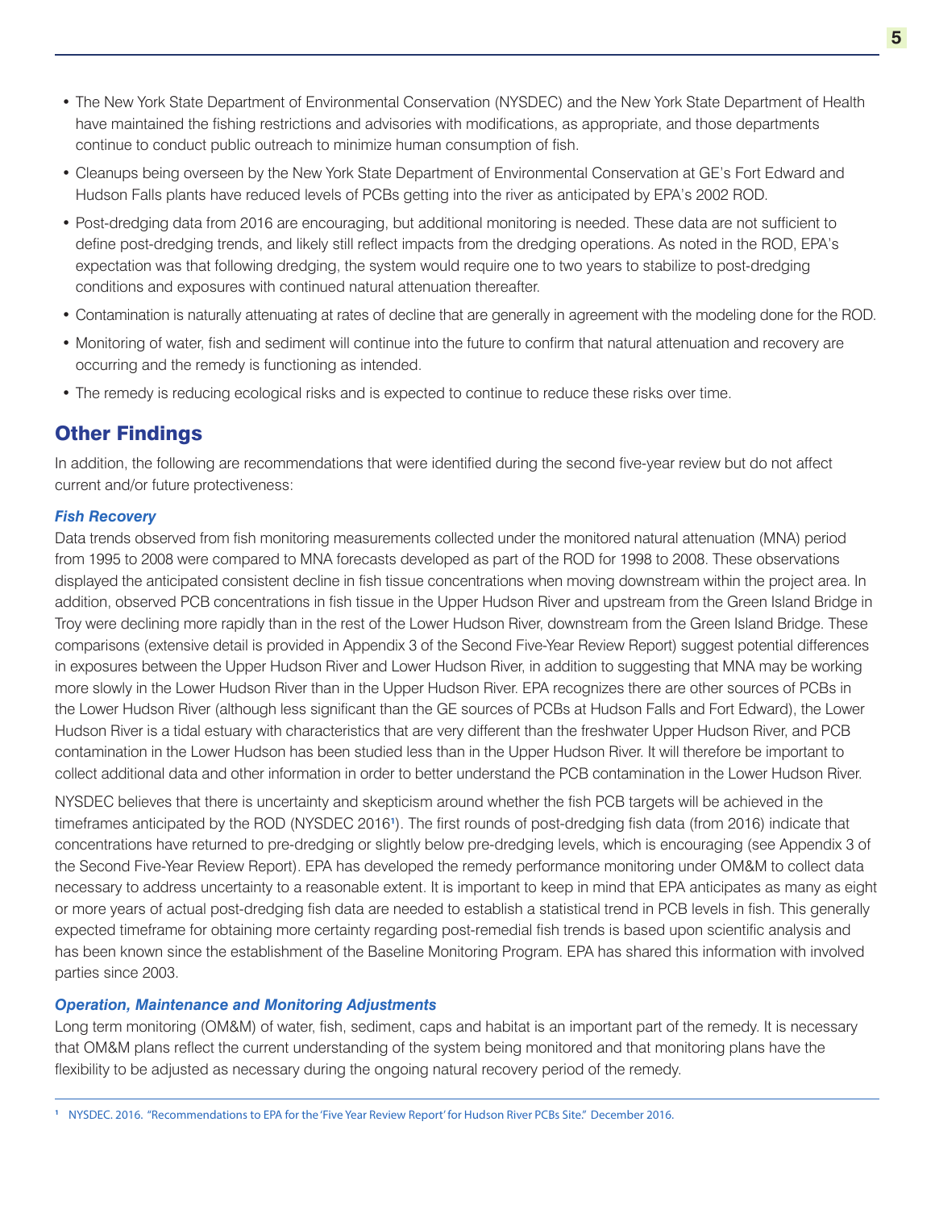- The New York State Department of Environmental Conservation (NYSDEC) and the New York State Department of Health have maintained the fishing restrictions and advisories with modifications, as appropriate, and those departments continue to conduct public outreach to minimize human consumption of fish.
- Cleanups being overseen by the New York State Department of Environmental Conservation at GE's Fort Edward and Hudson Falls plants have reduced levels of PCBs getting into the river as anticipated by EPA's 2002 ROD.
- Post-dredging data from 2016 are encouraging, but additional monitoring is needed. These data are not sufficient to define post-dredging trends, and likely still reflect impacts from the dredging operations. As noted in the ROD, EPA's expectation was that following dredging, the system would require one to two years to stabilize to post-dredging conditions and exposures with continued natural attenuation thereafter.
- Contamination is naturally attenuating at rates of decline that are generally in agreement with the modeling done for the ROD.
- Monitoring of water, fish and sediment will continue into the future to confirm that natural attenuation and recovery are occurring and the remedy is functioning as intended.
- The remedy is reducing ecological risks and is expected to continue to reduce these risks over time.

## Other Findings

In addition, the following are recommendations that were identified during the second five-year review but do not affect current and/or future protectiveness:

### *Fish Recovery*

Data trends observed from fish monitoring measurements collected under the monitored natural attenuation (MNA) period from 1995 to 2008 were compared to MNA forecasts developed as part of the ROD for 1998 to 2008. These observations displayed the anticipated consistent decline in fish tissue concentrations when moving downstream within the project area. In addition, observed PCB concentrations in fish tissue in the Upper Hudson River and upstream from the Green Island Bridge in Troy were declining more rapidly than in the rest of the Lower Hudson River, downstream from the Green Island Bridge. These comparisons (extensive detail is provided in Appendix 3 of the Second Five-Year Review Report) suggest potential differences in exposures between the Upper Hudson River and Lower Hudson River, in addition to suggesting that MNA may be working more slowly in the Lower Hudson River than in the Upper Hudson River. EPA recognizes there are other sources of PCBs in the Lower Hudson River (although less significant than the GE sources of PCBs at Hudson Falls and Fort Edward), the Lower Hudson River is a tidal estuary with characteristics that are very different than the freshwater Upper Hudson River, and PCB contamination in the Lower Hudson has been studied less than in the Upper Hudson River. It will therefore be important to collect additional data and other information in order to better understand the PCB contamination in the Lower Hudson River.

NYSDEC believes that there is uncertainty and skepticism around whether the fish PCB targets will be achieved in the timeframes anticipated by the ROD (NYSDEC 2016[1]). The first rounds of post-dredging fish data (from 2016) indicate that concentrations have returned to pre-dredging or slightly below pre-dredging levels, which is encouraging (see Appendix 3 of the Second Five-Year Review Report). EPA has developed the remedy performance monitoring under OM&M to collect data necessary to address uncertainty to a reasonable extent. It is important to keep in mind that EPA anticipates as many as eight or more years of actual post-dredging fish data are needed to establish a statistical trend in PCB levels in fish. This generally expected timeframe for obtaining more certainty regarding post-remedial fish trends is based upon scientific analysis and has been known since the establishment of the Baseline Monitoring Program. EPA has shared this information with involved parties since 2003.

### *Operation, Maintenance and Monitoring Adjustments*

Long term monitoring (OM&M) of water, fish, sediment, caps and habitat is an important part of the remedy. It is necessary that OM&M plans reflect the current understanding of the system being monitored and that monitoring plans have the flexibility to be adjusted as necessary during the ongoing natural recovery period of the remedy.

---

[1] NYSDEC. 2016. "Recommendations to EPA for the 'Five Year Review Report' for Hudson River PCBs Site." December 2016.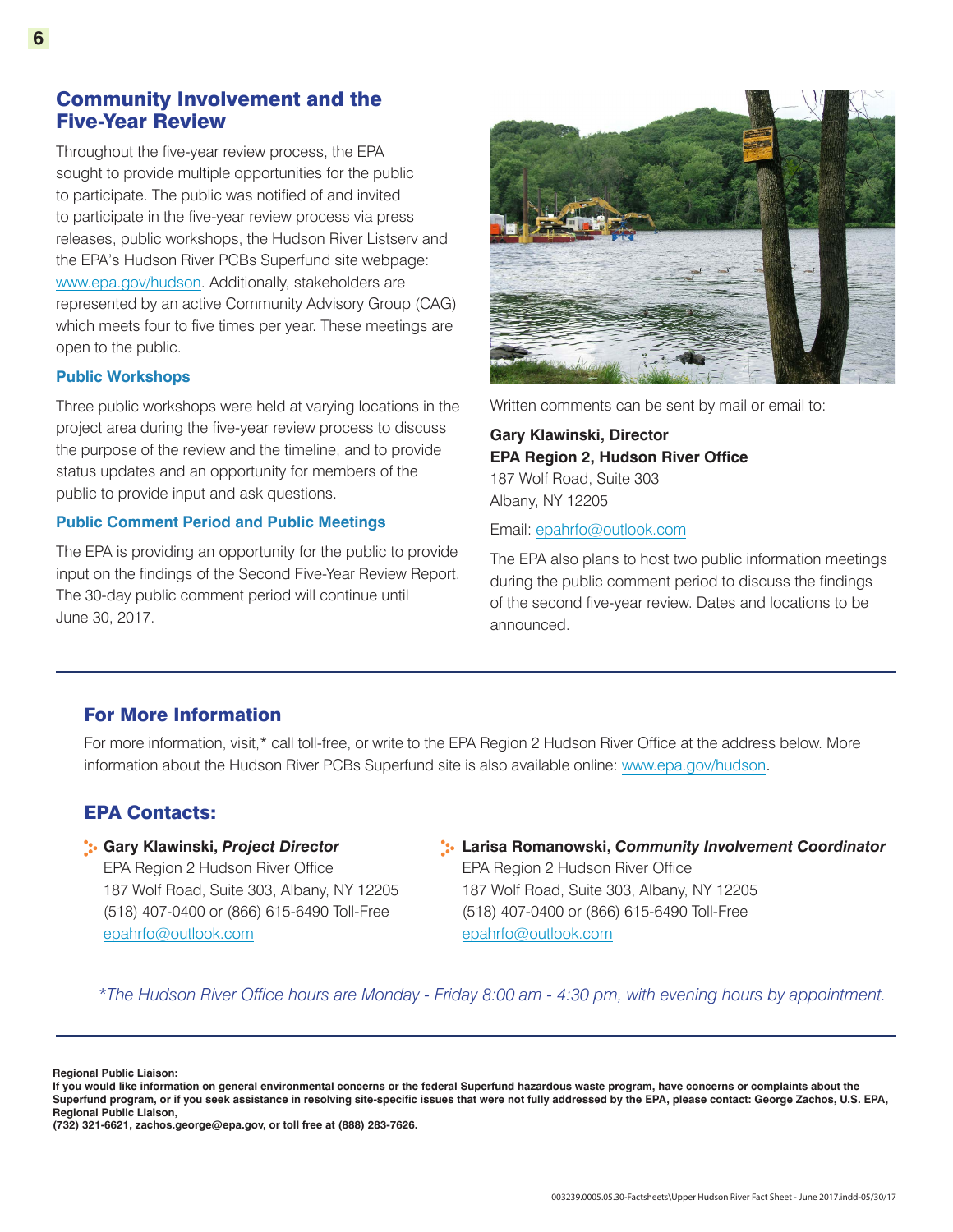## Community Involvement and the Five-Year Review

Throughout the five-year review process, the EPA sought to provide multiple opportunities for the public to participate. The public was notified of and invited to participate in the five-year review process via press releases, public workshops, the Hudson River Listserv and the EPA's Hudson River PCBs Superfund site webpage: www.epa.gov/hudson. Additionally, stakeholders are represented by an active Community Advisory Group (CAG) which meets four to five times per year. These meetings are open to the public.

### Public Workshops

Three public workshops were held at varying locations in the project area during the five-year review process to discuss the purpose of the review and the timeline, and to provide status updates and an opportunity for members of the public to provide input and ask questions.

### Public Comment Period and Public Meetings

The EPA is providing an opportunity for the public to provide input on the findings of the Second Five-Year Review Report. The 30-day public comment period will continue until June 30, 2017.

Written comments can be sent by mail or email to:

**Gary Klawinski, Director**
**EPA Region 2, Hudson River Office**
187 Wolf Road, Suite 303
Albany, NY 12205

Email: epahrfo@outlook.com

The EPA also plans to host two public information meetings during the public comment period to discuss the findings of the second five-year review. Dates and locations to be announced.

---

## For More Information

For more information, visit,* call toll-free, or write to the EPA Region 2 Hudson River Office at the address below. More information about the Hudson River PCBs Superfund site is also available online: www.epa.gov/hudson.

## EPA Contacts:

- **Gary Klawinski, *Project Director***
  EPA Region 2 Hudson River Office
  187 Wolf Road, Suite 303, Albany, NY 12205
  (518) 407-0400 or (866) 615-6490 Toll-Free
  epahrfo@outlook.com

- **Larisa Romanowski, *Community Involvement Coordinator***
  EPA Region 2 Hudson River Office
  187 Wolf Road, Suite 303, Albany, NY 12205
  (518) 407-0400 or (866) 615-6490 Toll-Free
  epahrfo@outlook.com

*\*The Hudson River Office hours are Monday - Friday 8:00 am - 4:30 pm, with evening hours by appointment.*

---

**Regional Public Liaison:**
**If you would like information on general environmental concerns or the federal Superfund hazardous waste program, have concerns or complaints about the Superfund program, or if you seek assistance in resolving site-specific issues that were not fully addressed by the EPA, please contact: George Zachos, U.S. EPA, Regional Public Liaison,**
**(732) 321-6621, zachos.george@epa.gov, or toll free at (888) 283-7626.**

003239.0005.05.30-Factsheets\Upper Hudson River Fact Sheet - June 2017.indd-05/30/17